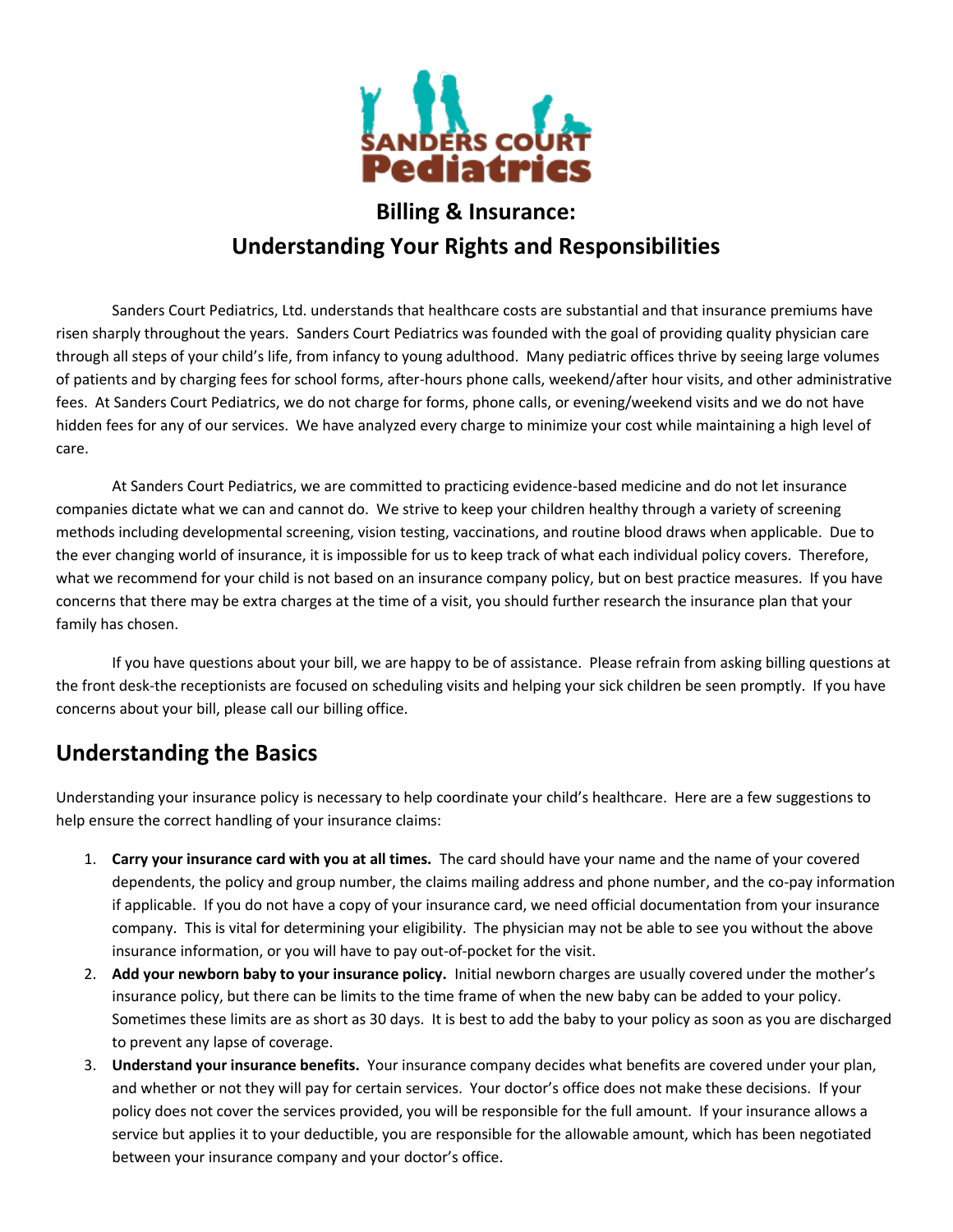# Billing & Insurance:
# Understanding Your Rights and Responsibilities

Sanders Court Pediatrics, Ltd. understands that healthcare costs are substantial and that insurance premiums have risen sharply throughout the years. Sanders Court Pediatrics was founded with the goal of providing quality physician care through all steps of your child's life, from infancy to young adulthood. Many pediatric offices thrive by seeing large volumes of patients and by charging fees for school forms, after-hours phone calls, weekend/after hour visits, and other administrative fees. At Sanders Court Pediatrics, we do not charge for forms, phone calls, or evening/weekend visits and we do not have hidden fees for any of our services. We have analyzed every charge to minimize your cost while maintaining a high level of care.

At Sanders Court Pediatrics, we are committed to practicing evidence-based medicine and do not let insurance companies dictate what we can and cannot do. We strive to keep your children healthy through a variety of screening methods including developmental screening, vision testing, vaccinations, and routine blood draws when applicable. Due to the ever changing world of insurance, it is impossible for us to keep track of what each individual policy covers. Therefore, what we recommend for your child is not based on an insurance company policy, but on best practice measures. If you have concerns that there may be extra charges at the time of a visit, you should further research the insurance plan that your family has chosen.

If you have questions about your bill, we are happy to be of assistance. Please refrain from asking billing questions at the front desk-the receptionists are focused on scheduling visits and helping your sick children be seen promptly. If you have concerns about your bill, please call our billing office.

## Understanding the Basics

Understanding your insurance policy is necessary to help coordinate your child's healthcare. Here are a few suggestions to help ensure the correct handling of your insurance claims:

1. **Carry your insurance card with you at all times.** The card should have your name and the name of your covered dependents, the policy and group number, the claims mailing address and phone number, and the co-pay information if applicable. If you do not have a copy of your insurance card, we need official documentation from your insurance company. This is vital for determining your eligibility. The physician may not be able to see you without the above insurance information, or you will have to pay out-of-pocket for the visit.
2. **Add your newborn baby to your insurance policy.** Initial newborn charges are usually covered under the mother's insurance policy, but there can be limits to the time frame of when the new baby can be added to your policy. Sometimes these limits are as short as 30 days. It is best to add the baby to your policy as soon as you are discharged to prevent any lapse of coverage.
3. **Understand your insurance benefits.** Your insurance company decides what benefits are covered under your plan, and whether or not they will pay for certain services. Your doctor's office does not make these decisions. If your policy does not cover the services provided, you will be responsible for the full amount. If your insurance allows a service but applies it to your deductible, you are responsible for the allowable amount, which has been negotiated between your insurance company and your doctor's office.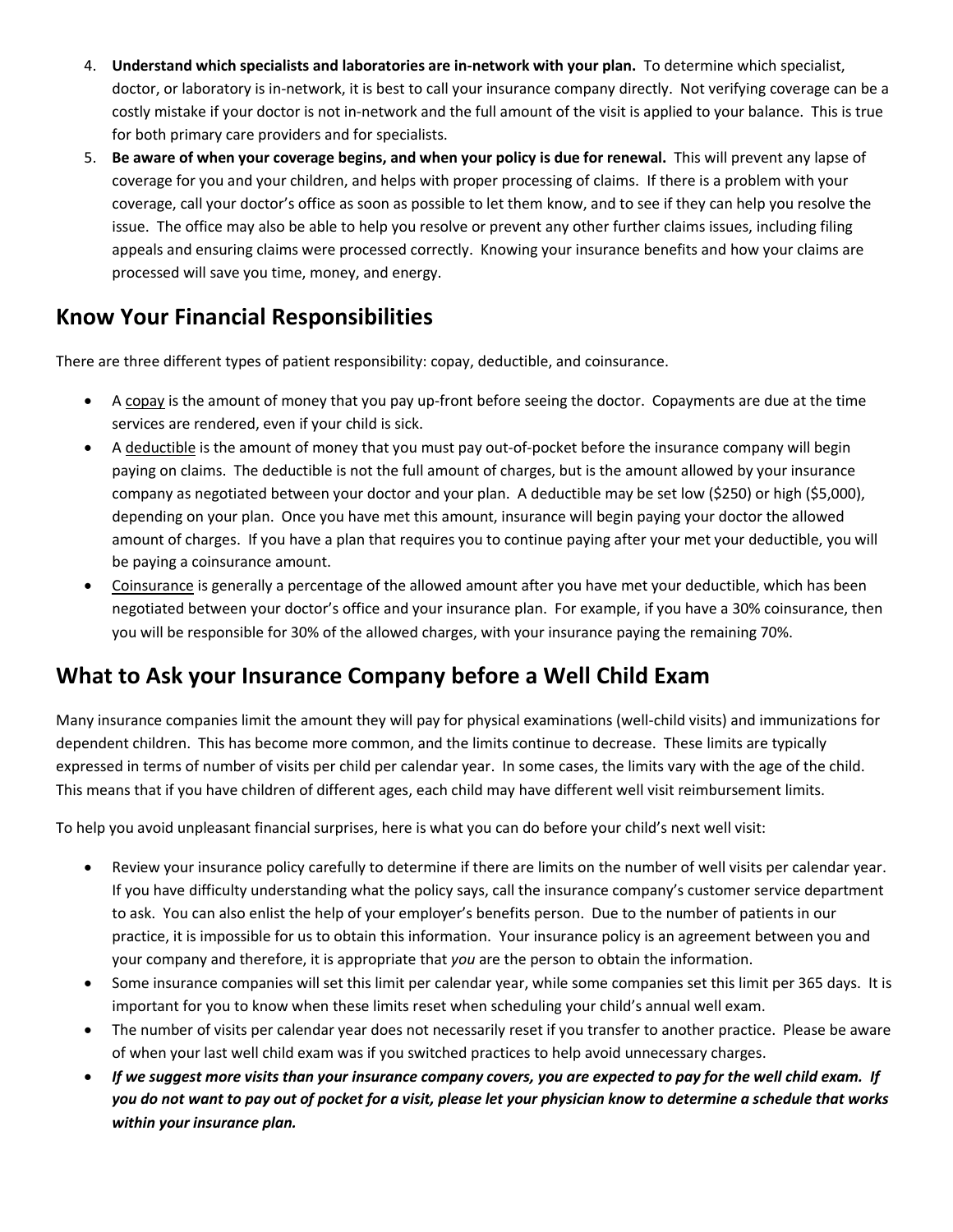4. **Understand which specialists and laboratories are in-network with your plan.** To determine which specialist, doctor, or laboratory is in-network, it is best to call your insurance company directly. Not verifying coverage can be a costly mistake if your doctor is not in-network and the full amount of the visit is applied to your balance. This is true for both primary care providers and for specialists.
5. **Be aware of when your coverage begins, and when your policy is due for renewal.** This will prevent any lapse of coverage for you and your children, and helps with proper processing of claims. If there is a problem with your coverage, call your doctor's office as soon as possible to let them know, and to see if they can help you resolve the issue. The office may also be able to help you resolve or prevent any other further claims issues, including filing appeals and ensuring claims were processed correctly. Knowing your insurance benefits and how your claims are processed will save you time, money, and energy.

## Know Your Financial Responsibilities

There are three different types of patient responsibility: copay, deductible, and coinsurance.

- A <u>copay</u> is the amount of money that you pay up-front before seeing the doctor. Copayments are due at the time services are rendered, even if your child is sick.
- A <u>deductible</u> is the amount of money that you must pay out-of-pocket before the insurance company will begin paying on claims. The deductible is not the full amount of charges, but is the amount allowed by your insurance company as negotiated between your doctor and your plan. A deductible may be set low ($250) or high ($5,000), depending on your plan. Once you have met this amount, insurance will begin paying your doctor the allowed amount of charges. If you have a plan that requires you to continue paying after your met your deductible, you will be paying a coinsurance amount.
- <u>Coinsurance</u> is generally a percentage of the allowed amount after you have met your deductible, which has been negotiated between your doctor's office and your insurance plan. For example, if you have a 30% coinsurance, then you will be responsible for 30% of the allowed charges, with your insurance paying the remaining 70%.

## What to Ask your Insurance Company before a Well Child Exam

Many insurance companies limit the amount they will pay for physical examinations (well-child visits) and immunizations for dependent children. This has become more common, and the limits continue to decrease. These limits are typically expressed in terms of number of visits per child per calendar year. In some cases, the limits vary with the age of the child. This means that if you have children of different ages, each child may have different well visit reimbursement limits.

To help you avoid unpleasant financial surprises, here is what you can do before your child's next well visit:

- Review your insurance policy carefully to determine if there are limits on the number of well visits per calendar year. If you have difficulty understanding what the policy says, call the insurance company's customer service department to ask. You can also enlist the help of your employer's benefits person. Due to the number of patients in our practice, it is impossible for us to obtain this information. Your insurance policy is an agreement between you and your company and therefore, it is appropriate that *you* are the person to obtain the information.
- Some insurance companies will set this limit per calendar year, while some companies set this limit per 365 days. It is important for you to know when these limits reset when scheduling your child's annual well exam.
- The number of visits per calendar year does not necessarily reset if you transfer to another practice. Please be aware of when your last well child exam was if you switched practices to help avoid unnecessary charges.
- ***If we suggest more visits than your insurance company covers, you are expected to pay for the well child exam. If you do not want to pay out of pocket for a visit, please let your physician know to determine a schedule that works within your insurance plan.***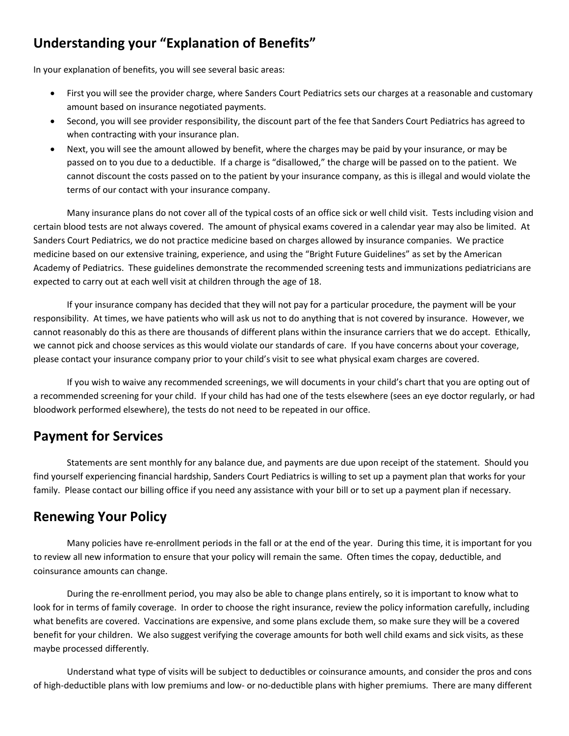## Understanding your "Explanation of Benefits"

In your explanation of benefits, you will see several basic areas:

- First you will see the provider charge, where Sanders Court Pediatrics sets our charges at a reasonable and customary amount based on insurance negotiated payments.
- Second, you will see provider responsibility, the discount part of the fee that Sanders Court Pediatrics has agreed to when contracting with your insurance plan.
- Next, you will see the amount allowed by benefit, where the charges may be paid by your insurance, or may be passed on to you due to a deductible. If a charge is "disallowed," the charge will be passed on to the patient. We cannot discount the costs passed on to the patient by your insurance company, as this is illegal and would violate the terms of our contact with your insurance company.

Many insurance plans do not cover all of the typical costs of an office sick or well child visit. Tests including vision and certain blood tests are not always covered. The amount of physical exams covered in a calendar year may also be limited. At Sanders Court Pediatrics, we do not practice medicine based on charges allowed by insurance companies. We practice medicine based on our extensive training, experience, and using the "Bright Future Guidelines" as set by the American Academy of Pediatrics. These guidelines demonstrate the recommended screening tests and immunizations pediatricians are expected to carry out at each well visit at children through the age of 18.

If your insurance company has decided that they will not pay for a particular procedure, the payment will be your responsibility. At times, we have patients who will ask us not to do anything that is not covered by insurance. However, we cannot reasonably do this as there are thousands of different plans within the insurance carriers that we do accept. Ethically, we cannot pick and choose services as this would violate our standards of care. If you have concerns about your coverage, please contact your insurance company prior to your child's visit to see what physical exam charges are covered.

If you wish to waive any recommended screenings, we will documents in your child's chart that you are opting out of a recommended screening for your child. If your child has had one of the tests elsewhere (sees an eye doctor regularly, or had bloodwork performed elsewhere), the tests do not need to be repeated in our office.

## Payment for Services

Statements are sent monthly for any balance due, and payments are due upon receipt of the statement. Should you find yourself experiencing financial hardship, Sanders Court Pediatrics is willing to set up a payment plan that works for your family. Please contact our billing office if you need any assistance with your bill or to set up a payment plan if necessary.

## Renewing Your Policy

Many policies have re-enrollment periods in the fall or at the end of the year. During this time, it is important for you to review all new information to ensure that your policy will remain the same. Often times the copay, deductible, and coinsurance amounts can change.

During the re-enrollment period, you may also be able to change plans entirely, so it is important to know what to look for in terms of family coverage. In order to choose the right insurance, review the policy information carefully, including what benefits are covered. Vaccinations are expensive, and some plans exclude them, so make sure they will be a covered benefit for your children. We also suggest verifying the coverage amounts for both well child exams and sick visits, as these maybe processed differently.

Understand what type of visits will be subject to deductibles or coinsurance amounts, and consider the pros and cons of high-deductible plans with low premiums and low- or no-deductible plans with higher premiums. There are many different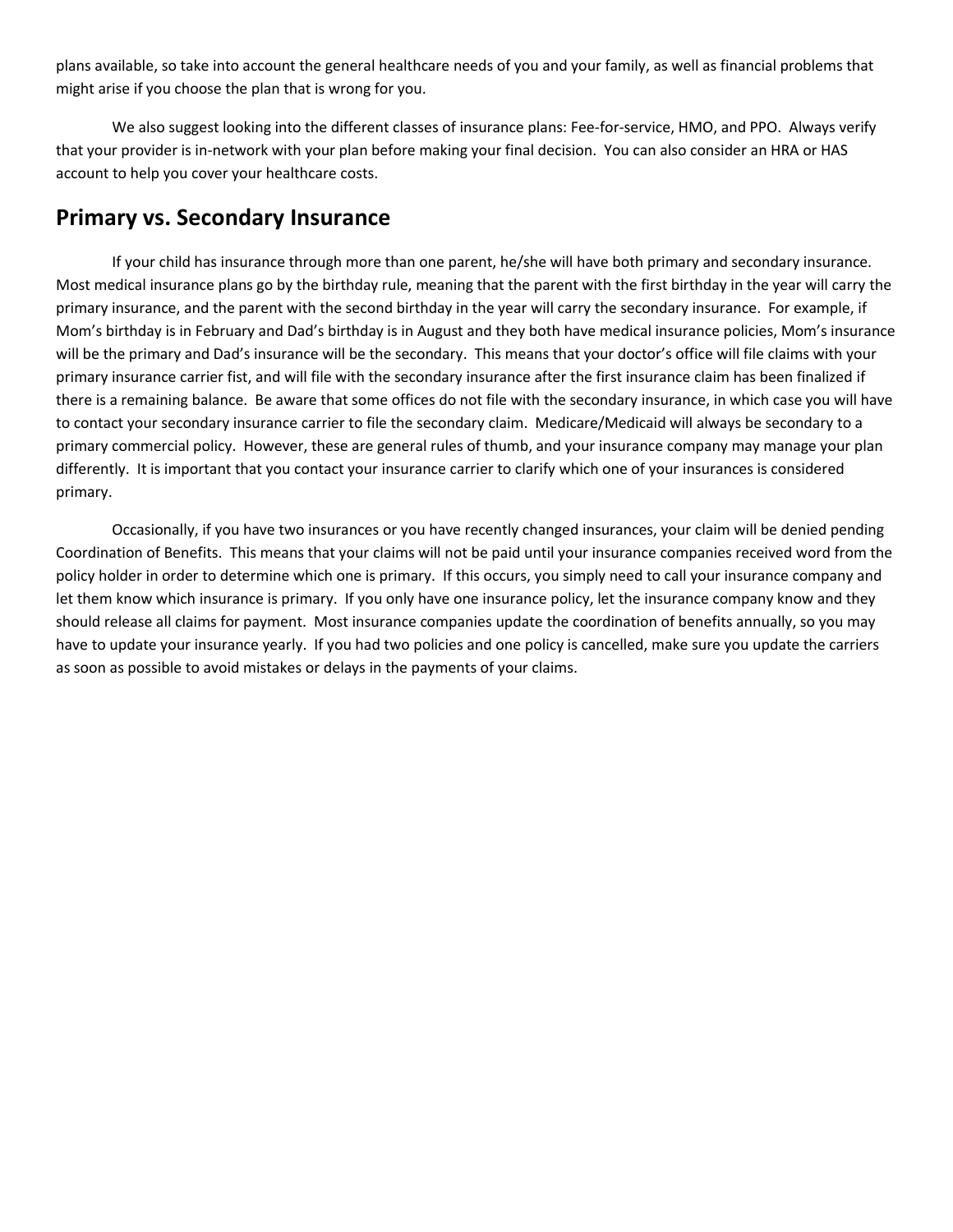plans available, so take into account the general healthcare needs of you and your family, as well as financial problems that might arise if you choose the plan that is wrong for you.

We also suggest looking into the different classes of insurance plans: Fee-for-service, HMO, and PPO. Always verify that your provider is in-network with your plan before making your final decision. You can also consider an HRA or HAS account to help you cover your healthcare costs.

## Primary vs. Secondary Insurance

If your child has insurance through more than one parent, he/she will have both primary and secondary insurance. Most medical insurance plans go by the birthday rule, meaning that the parent with the first birthday in the year will carry the primary insurance, and the parent with the second birthday in the year will carry the secondary insurance. For example, if Mom's birthday is in February and Dad's birthday is in August and they both have medical insurance policies, Mom's insurance will be the primary and Dad's insurance will be the secondary. This means that your doctor's office will file claims with your primary insurance carrier fist, and will file with the secondary insurance after the first insurance claim has been finalized if there is a remaining balance. Be aware that some offices do not file with the secondary insurance, in which case you will have to contact your secondary insurance carrier to file the secondary claim. Medicare/Medicaid will always be secondary to a primary commercial policy. However, these are general rules of thumb, and your insurance company may manage your plan differently. It is important that you contact your insurance carrier to clarify which one of your insurances is considered primary.

Occasionally, if you have two insurances or you have recently changed insurances, your claim will be denied pending Coordination of Benefits. This means that your claims will not be paid until your insurance companies received word from the policy holder in order to determine which one is primary. If this occurs, you simply need to call your insurance company and let them know which insurance is primary. If you only have one insurance policy, let the insurance company know and they should release all claims for payment. Most insurance companies update the coordination of benefits annually, so you may have to update your insurance yearly. If you had two policies and one policy is cancelled, make sure you update the carriers as soon as possible to avoid mistakes or delays in the payments of your claims.